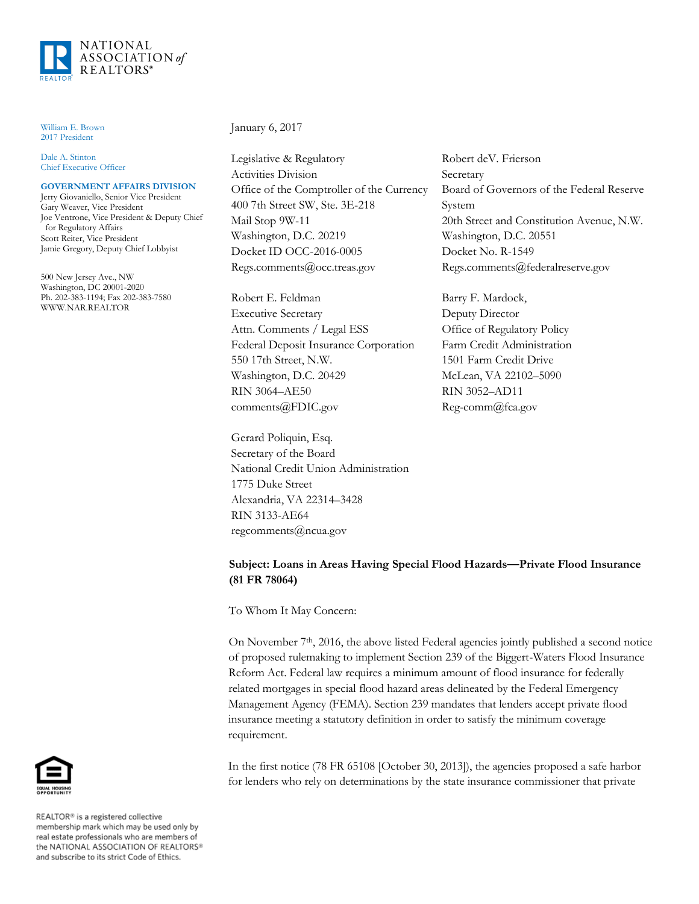NATIONAL ASSOCIATION *of* REALTORS®

William E. Brown
2017 President

Dale A. Stinton
Chief Executive Officer

**GOVERNMENT AFFAIRS DIVISION**
Jerry Giovaniello, Senior Vice President
Gary Weaver, Vice President
Joe Ventrone, Vice President & Deputy Chief for Regulatory Affairs
Scott Reiter, Vice President
Jamie Gregory, Deputy Chief Lobbyist

500 New Jersey Ave., NW
Washington, DC 20001-2020
Ph. 202-383-1194; Fax 202-383-7580
WWW.NAR.REALTOR

January 6, 2017

Legislative & Regulatory
Activities Division
Office of the Comptroller of the Currency
400 7th Street SW, Ste. 3E-218
Mail Stop 9W-11
Washington, D.C. 20219
Docket ID OCC-2016-0005
Regs.comments@occ.treas.gov

Robert deV. Frierson
Secretary
Board of Governors of the Federal Reserve System
20th Street and Constitution Avenue, N.W.
Washington, D.C. 20551
Docket No. R-1549
Regs.comments@federalreserve.gov

Robert E. Feldman
Executive Secretary
Attn. Comments / Legal ESS
Federal Deposit Insurance Corporation
550 17th Street, N.W.
Washington, D.C. 20429
RIN 3064–AE50
comments@FDIC.gov

Barry F. Mardock,
Deputy Director
Office of Regulatory Policy
Farm Credit Administration
1501 Farm Credit Drive
McLean, VA 22102–5090
RIN 3052–AD11
Reg-comm@fca.gov

Gerard Poliquin, Esq.
Secretary of the Board
National Credit Union Administration
1775 Duke Street
Alexandria, VA 22314–3428
RIN 3133-AE64
regcomments@ncua.gov

**Subject: Loans in Areas Having Special Flood Hazards—Private Flood Insurance (81 FR 78064)**

To Whom It May Concern:

On November 7th, 2016, the above listed Federal agencies jointly published a second notice of proposed rulemaking to implement Section 239 of the Biggert-Waters Flood Insurance Reform Act. Federal law requires a minimum amount of flood insurance for federally related mortgages in special flood hazard areas delineated by the Federal Emergency Management Agency (FEMA). Section 239 mandates that lenders accept private flood insurance meeting a statutory definition in order to satisfy the minimum coverage requirement.

In the first notice (78 FR 65108 [October 30, 2013]), the agencies proposed a safe harbor for lenders who rely on determinations by the state insurance commissioner that private

REALTOR® is a registered collective membership mark which may be used only by real estate professionals who are members of the NATIONAL ASSOCIATION OF REALTORS® and subscribe to its strict Code of Ethics.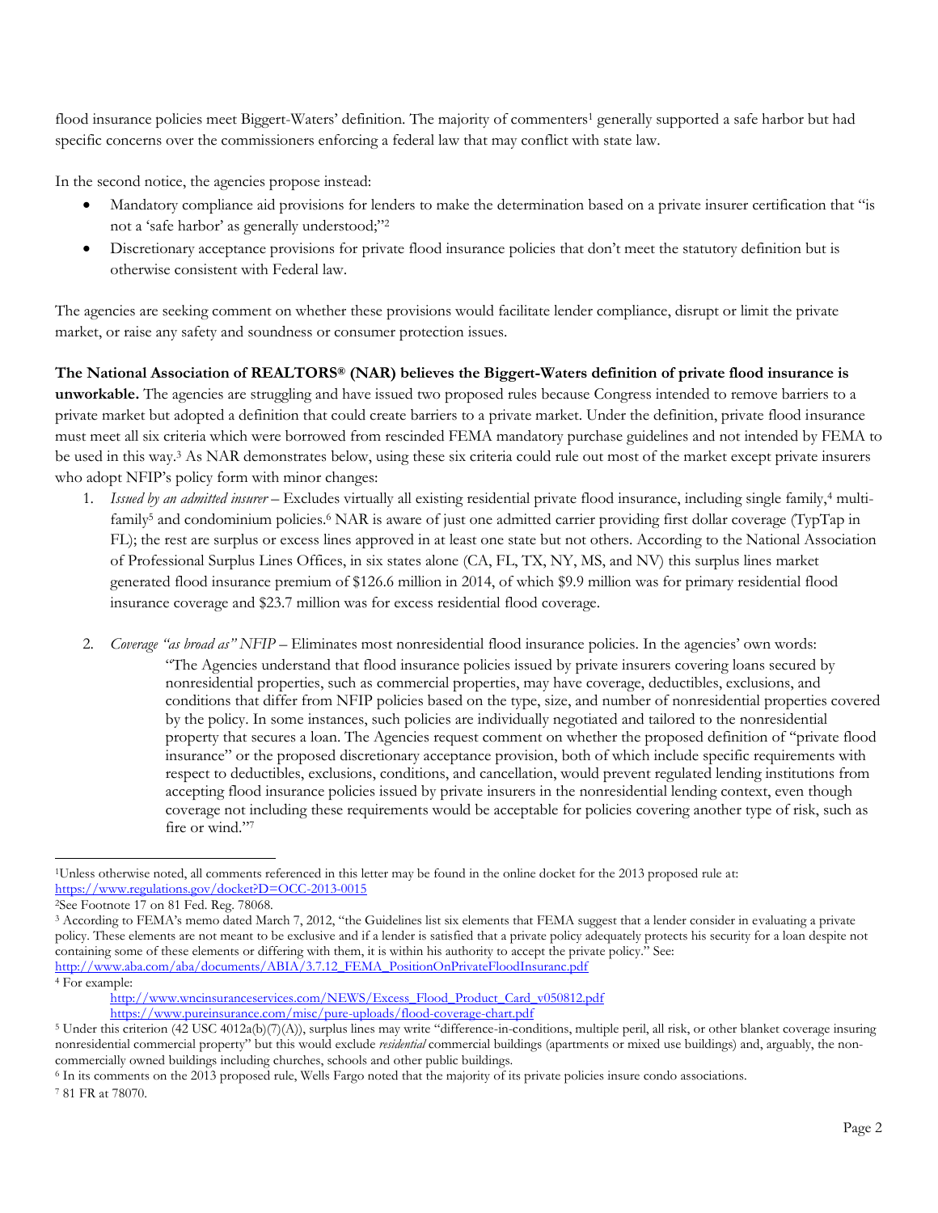flood insurance policies meet Biggert-Waters' definition. The majority of commenters[1] generally supported a safe harbor but had specific concerns over the commissioners enforcing a federal law that may conflict with state law.

In the second notice, the agencies propose instead:

- Mandatory compliance aid provisions for lenders to make the determination based on a private insurer certification that "is not a 'safe harbor' as generally understood;"[2]
- Discretionary acceptance provisions for private flood insurance policies that don't meet the statutory definition but is otherwise consistent with Federal law.

The agencies are seeking comment on whether these provisions would facilitate lender compliance, disrupt or limit the private market, or raise any safety and soundness or consumer protection issues.

**The National Association of REALTORS® (NAR) believes the Biggert-Waters definition of private flood insurance is unworkable.** The agencies are struggling and have issued two proposed rules because Congress intended to remove barriers to a private market but adopted a definition that could create barriers to a private market. Under the definition, private flood insurance must meet all six criteria which were borrowed from rescinded FEMA mandatory purchase guidelines and not intended by FEMA to be used in this way.[3] As NAR demonstrates below, using these six criteria could rule out most of the market except private insurers who adopt NFIP's policy form with minor changes:

1. *Issued by an admitted insurer* – Excludes virtually all existing residential private flood insurance, including single family,[4] multi-family[5] and condominium policies.[6] NAR is aware of just one admitted carrier providing first dollar coverage (TypTap in FL); the rest are surplus or excess lines approved in at least one state but not others. According to the National Association of Professional Surplus Lines Offices, in six states alone (CA, FL, TX, NY, MS, and NV) this surplus lines market generated flood insurance premium of $126.6 million in 2014, of which $9.9 million was for primary residential flood insurance coverage and $23.7 million was for excess residential flood coverage.

2. *Coverage "as broad as" NFIP* – Eliminates most nonresidential flood insurance policies. In the agencies' own words:

   > "The Agencies understand that flood insurance policies issued by private insurers covering loans secured by nonresidential properties, such as commercial properties, may have coverage, deductibles, exclusions, and conditions that differ from NFIP policies based on the type, size, and number of nonresidential properties covered by the policy. In some instances, such policies are individually negotiated and tailored to the nonresidential property that secures a loan. The Agencies request comment on whether the proposed definition of "private flood insurance" or the proposed discretionary acceptance provision, both of which include specific requirements with respect to deductibles, exclusions, conditions, and cancellation, would prevent regulated lending institutions from accepting flood insurance policies issued by private insurers in the nonresidential lending context, even though coverage not including these requirements would be acceptable for policies covering another type of risk, such as fire or wind."[7]

---

[1]Unless otherwise noted, all comments referenced in this letter may be found in the online docket for the 2013 proposed rule at: https://www.regulations.gov/docket?D=OCC-2013-0015

[2]See Footnote 17 on 81 Fed. Reg. 78068.

[3] According to FEMA's memo dated March 7, 2012, "the Guidelines list six elements that FEMA suggest that a lender consider in evaluating a private policy. These elements are not meant to be exclusive and if a lender is satisfied that a private policy adequately protects his security for a loan despite not containing some of these elements or differing with them, it is within his authority to accept the private policy." See: http://www.aba.com/aba/documents/ABIA/3.7.12_FEMA_PositionOnPrivateFloodInsuranc.pdf

[4] For example:
http://www.wncinsuranceservices.com/NEWS/Excess_Flood_Product_Card_v050812.pdf
https://www.pureinsurance.com/misc/pure-uploads/flood-coverage-chart.pdf

[5] Under this criterion (42 USC 4012a(b)(7)(A)), surplus lines may write "difference-in-conditions, multiple peril, all risk, or other blanket coverage insuring nonresidential commercial property" but this would exclude *residential* commercial buildings (apartments or mixed use buildings) and, arguably, the non-commercially owned buildings including churches, schools and other public buildings.

[6] In its comments on the 2013 proposed rule, Wells Fargo noted that the majority of its private policies insure condo associations.

[7] 81 FR at 78070.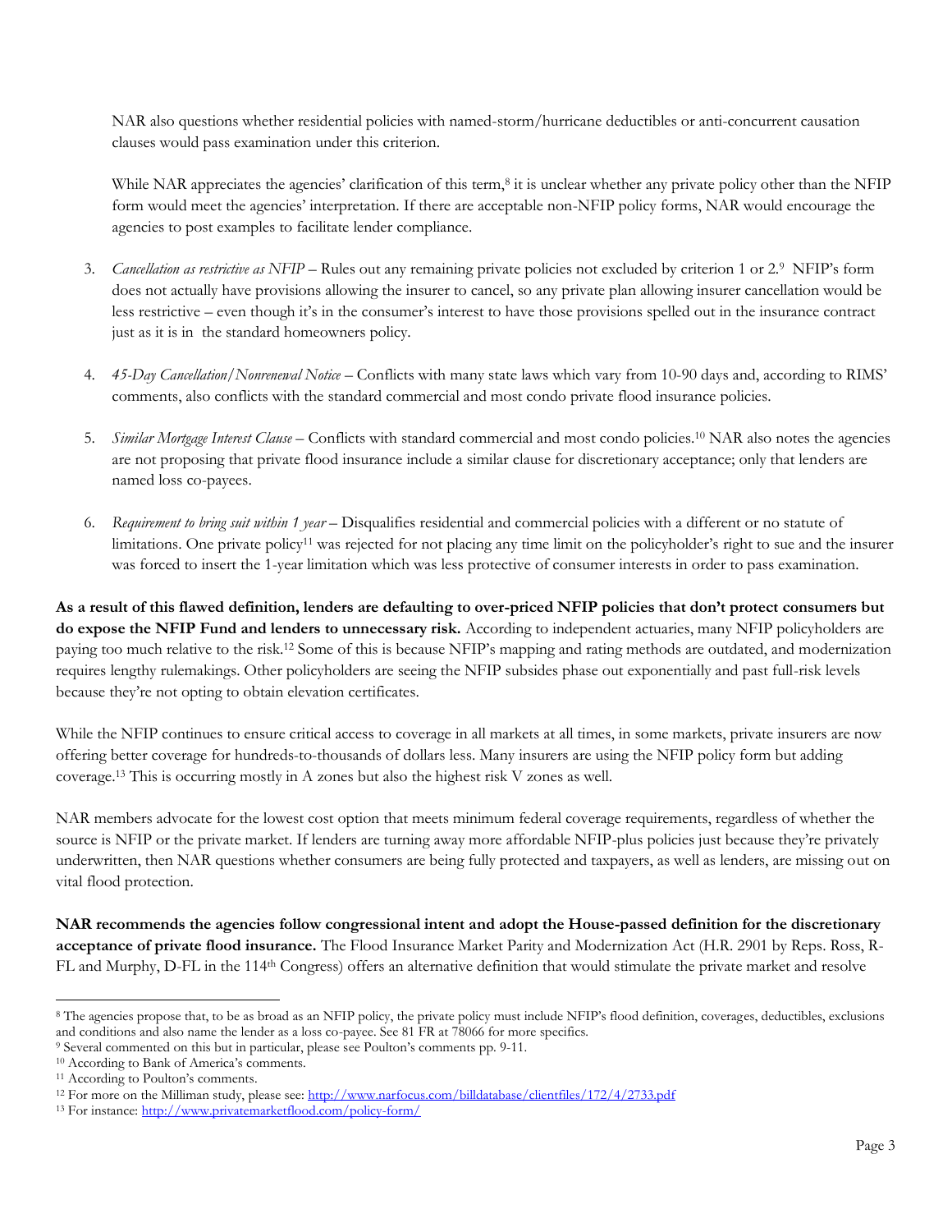NAR also questions whether residential policies with named-storm/hurricane deductibles or anti-concurrent causation clauses would pass examination under this criterion.

While NAR appreciates the agencies' clarification of this term,[8] it is unclear whether any private policy other than the NFIP form would meet the agencies' interpretation. If there are acceptable non-NFIP policy forms, NAR would encourage the agencies to post examples to facilitate lender compliance.

3. *Cancellation as restrictive as NFIP* – Rules out any remaining private policies not excluded by criterion 1 or 2.[9] NFIP's form does not actually have provisions allowing the insurer to cancel, so any private plan allowing insurer cancellation would be less restrictive – even though it's in the consumer's interest to have those provisions spelled out in the insurance contract just as it is in the standard homeowners policy.

4. *45-Day Cancellation/Nonrenewal Notice* – Conflicts with many state laws which vary from 10-90 days and, according to RIMS' comments, also conflicts with the standard commercial and most condo private flood insurance policies.

5. *Similar Mortgage Interest Clause* – Conflicts with standard commercial and most condo policies.[10] NAR also notes the agencies are not proposing that private flood insurance include a similar clause for discretionary acceptance; only that lenders are named loss co-payees.

6. *Requirement to bring suit within 1 year* – Disqualifies residential and commercial policies with a different or no statute of limitations. One private policy[11] was rejected for not placing any time limit on the policyholder's right to sue and the insurer was forced to insert the 1-year limitation which was less protective of consumer interests in order to pass examination.

**As a result of this flawed definition, lenders are defaulting to over-priced NFIP policies that don't protect consumers but do expose the NFIP Fund and lenders to unnecessary risk.** According to independent actuaries, many NFIP policyholders are paying too much relative to the risk.[12] Some of this is because NFIP's mapping and rating methods are outdated, and modernization requires lengthy rulemakings. Other policyholders are seeing the NFIP subsides phase out exponentially and past full-risk levels because they're not opting to obtain elevation certificates.

While the NFIP continues to ensure critical access to coverage in all markets at all times, in some markets, private insurers are now offering better coverage for hundreds-to-thousands of dollars less. Many insurers are using the NFIP policy form but adding coverage.[13] This is occurring mostly in A zones but also the highest risk V zones as well.

NAR members advocate for the lowest cost option that meets minimum federal coverage requirements, regardless of whether the source is NFIP or the private market. If lenders are turning away more affordable NFIP-plus policies just because they're privately underwritten, then NAR questions whether consumers are being fully protected and taxpayers, as well as lenders, are missing out on vital flood protection.

**NAR recommends the agencies follow congressional intent and adopt the House-passed definition for the discretionary acceptance of private flood insurance.** The Flood Insurance Market Parity and Modernization Act (H.R. 2901 by Reps. Ross, R-FL and Murphy, D-FL in the 114th Congress) offers an alternative definition that would stimulate the private market and resolve

---

[8] The agencies propose that, to be as broad as an NFIP policy, the private policy must include NFIP's flood definition, coverages, deductibles, exclusions and conditions and also name the lender as a loss co-payee. See 81 FR at 78066 for more specifics.

[9] Several commented on this but in particular, please see Poulton's comments pp. 9-11.

[10] According to Bank of America's comments.

[11] According to Poulton's comments.

[12] For more on the Milliman study, please see: http://www.narfocus.com/billdatabase/clientfiles/172/4/2733.pdf

[13] For instance: http://www.privatemarketflood.com/policy-form/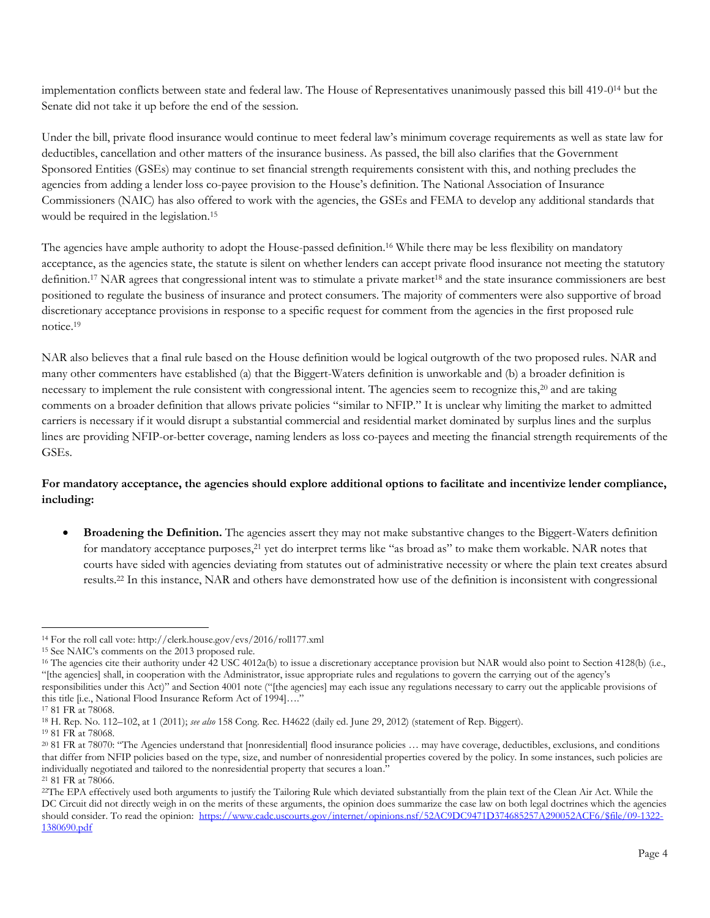implementation conflicts between state and federal law. The House of Representatives unanimously passed this bill 419-0[14] but the Senate did not take it up before the end of the session.

Under the bill, private flood insurance would continue to meet federal law's minimum coverage requirements as well as state law for deductibles, cancellation and other matters of the insurance business. As passed, the bill also clarifies that the Government Sponsored Entities (GSEs) may continue to set financial strength requirements consistent with this, and nothing precludes the agencies from adding a lender loss co-payee provision to the House's definition. The National Association of Insurance Commissioners (NAIC) has also offered to work with the agencies, the GSEs and FEMA to develop any additional standards that would be required in the legislation.[15]

The agencies have ample authority to adopt the House-passed definition.[16] While there may be less flexibility on mandatory acceptance, as the agencies state, the statute is silent on whether lenders can accept private flood insurance not meeting the statutory definition.[17] NAR agrees that congressional intent was to stimulate a private market[18] and the state insurance commissioners are best positioned to regulate the business of insurance and protect consumers. The majority of commenters were also supportive of broad discretionary acceptance provisions in response to a specific request for comment from the agencies in the first proposed rule notice.[19]

NAR also believes that a final rule based on the House definition would be logical outgrowth of the two proposed rules. NAR and many other commenters have established (a) that the Biggert-Waters definition is unworkable and (b) a broader definition is necessary to implement the rule consistent with congressional intent. The agencies seem to recognize this,[20] and are taking comments on a broader definition that allows private policies "similar to NFIP." It is unclear why limiting the market to admitted carriers is necessary if it would disrupt a substantial commercial and residential market dominated by surplus lines and the surplus lines are providing NFIP-or-better coverage, naming lenders as loss co-payees and meeting the financial strength requirements of the GSEs.

**For mandatory acceptance, the agencies should explore additional options to facilitate and incentivize lender compliance, including:**

- **Broadening the Definition.** The agencies assert they may not make substantive changes to the Biggert-Waters definition for mandatory acceptance purposes,[21] yet do interpret terms like "as broad as" to make them workable. NAR notes that courts have sided with agencies deviating from statutes out of administrative necessity or where the plain text creates absurd results.[22] In this instance, NAR and others have demonstrated how use of the definition is inconsistent with congressional

---

[14] For the roll call vote: http://clerk.house.gov/evs/2016/roll177.xml

[15] See NAIC's comments on the 2013 proposed rule.

[16] The agencies cite their authority under 42 USC 4012a(b) to issue a discretionary acceptance provision but NAR would also point to Section 4128(b) (i.e., "[the agencies] shall, in cooperation with the Administrator, issue appropriate rules and regulations to govern the carrying out of the agency's responsibilities under this Act)" and Section 4001 note ("[the agencies] may each issue any regulations necessary to carry out the applicable provisions of this title [i.e., National Flood Insurance Reform Act of 1994]…."

[17] 81 FR at 78068.

[18] H. Rep. No. 112–102, at 1 (2011); *see also* 158 Cong. Rec. H4622 (daily ed. June 29, 2012) (statement of Rep. Biggert).

[19] 81 FR at 78068.

[20] 81 FR at 78070: "The Agencies understand that [nonresidential] flood insurance policies … may have coverage, deductibles, exclusions, and conditions that differ from NFIP policies based on the type, size, and number of nonresidential properties covered by the policy. In some instances, such policies are individually negotiated and tailored to the nonresidential property that secures a loan."

[21] 81 FR at 78066.

[22] The EPA effectively used both arguments to justify the Tailoring Rule which deviated substantially from the plain text of the Clean Air Act. While the DC Circuit did not directly weigh in on the merits of these arguments, the opinion does summarize the case law on both legal doctrines which the agencies should consider. To read the opinion: https://www.cadc.uscourts.gov/internet/opinions.nsf/52AC9DC9471D374685257A290052ACF6/$file/09-1322-1380690.pdf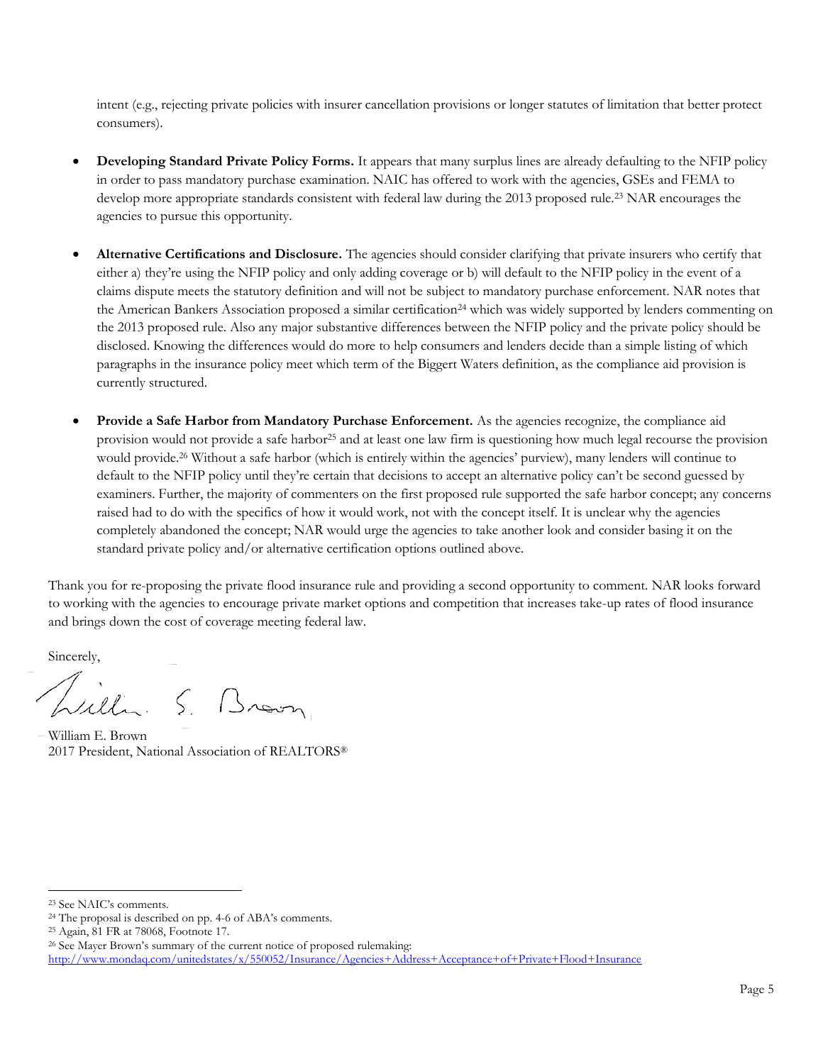intent (e.g., rejecting private policies with insurer cancellation provisions or longer statutes of limitation that better protect consumers).

- **Developing Standard Private Policy Forms.** It appears that many surplus lines are already defaulting to the NFIP policy in order to pass mandatory purchase examination. NAIC has offered to work with the agencies, GSEs and FEMA to develop more appropriate standards consistent with federal law during the 2013 proposed rule.[23] NAR encourages the agencies to pursue this opportunity.

- **Alternative Certifications and Disclosure.** The agencies should consider clarifying that private insurers who certify that either a) they're using the NFIP policy and only adding coverage or b) will default to the NFIP policy in the event of a claims dispute meets the statutory definition and will not be subject to mandatory purchase enforcement. NAR notes that the American Bankers Association proposed a similar certification[24] which was widely supported by lenders commenting on the 2013 proposed rule. Also any major substantive differences between the NFIP policy and the private policy should be disclosed. Knowing the differences would do more to help consumers and lenders decide than a simple listing of which paragraphs in the insurance policy meet which term of the Biggert Waters definition, as the compliance aid provision is currently structured.

- **Provide a Safe Harbor from Mandatory Purchase Enforcement.** As the agencies recognize, the compliance aid provision would not provide a safe harbor[25] and at least one law firm is questioning how much legal recourse the provision would provide.[26] Without a safe harbor (which is entirely within the agencies' purview), many lenders will continue to default to the NFIP policy until they're certain that decisions to accept an alternative policy can't be second guessed by examiners. Further, the majority of commenters on the first proposed rule supported the safe harbor concept; any concerns raised had to do with the specifics of how it would work, not with the concept itself. It is unclear why the agencies completely abandoned the concept; NAR would urge the agencies to take another look and consider basing it on the standard private policy and/or alternative certification options outlined above.

Thank you for re-proposing the private flood insurance rule and providing a second opportunity to comment. NAR looks forward to working with the agencies to encourage private market options and competition that increases take-up rates of flood insurance and brings down the cost of coverage meeting federal law.

Sincerely,

William E. Brown
2017 President, National Association of REALTORS®

---

[23] See NAIC's comments.

[24] The proposal is described on pp. 4-6 of ABA's comments.

[25] Again, 81 FR at 78068, Footnote 17.

[26] See Mayer Brown's summary of the current notice of proposed rulemaking: http://www.mondaq.com/unitedstates/x/550052/Insurance/Agencies+Address+Acceptance+of+Private+Flood+Insurance